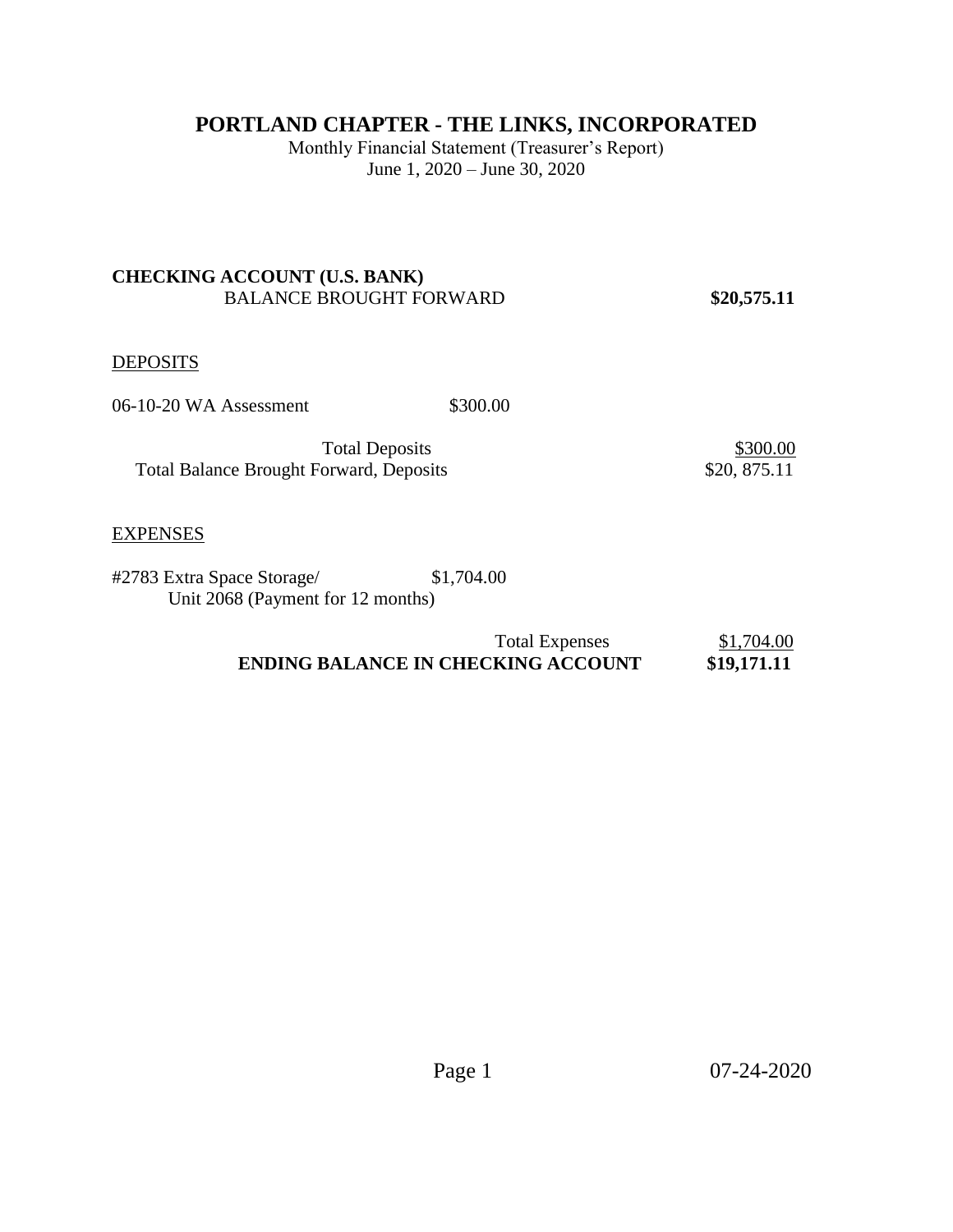# PORTLAND CHAPTER - THE LINKS, INCORPORATED

Monthly Financial Statement (Treasurer's Report)
June 1, 2020 – June 30, 2020

**CHECKING ACCOUNT (U.S. BANK)**

| | | |
|---|---|---|
| BALANCE BROUGHT FORWARD | | **$20,575.11** |

<u>DEPOSITS</u>

| | | |
|---|---|---|
| 06-10-20 WA Assessment | $300.00 | |
| Total Deposits | | <u>$300.00</u> |
| Total Balance Brought Forward, Deposits | | $20, 875.11 |

<u>EXPENSES</u>

| | | |
|---|---|---|
| #2783 Extra Space Storage/ Unit 2068 (Payment for 12 months) | $1,704.00 | |
| Total Expenses | | <u>$1,704.00</u> |
| **ENDING BALANCE IN CHECKING ACCOUNT** | | **$19,171.11** |

07-24-2020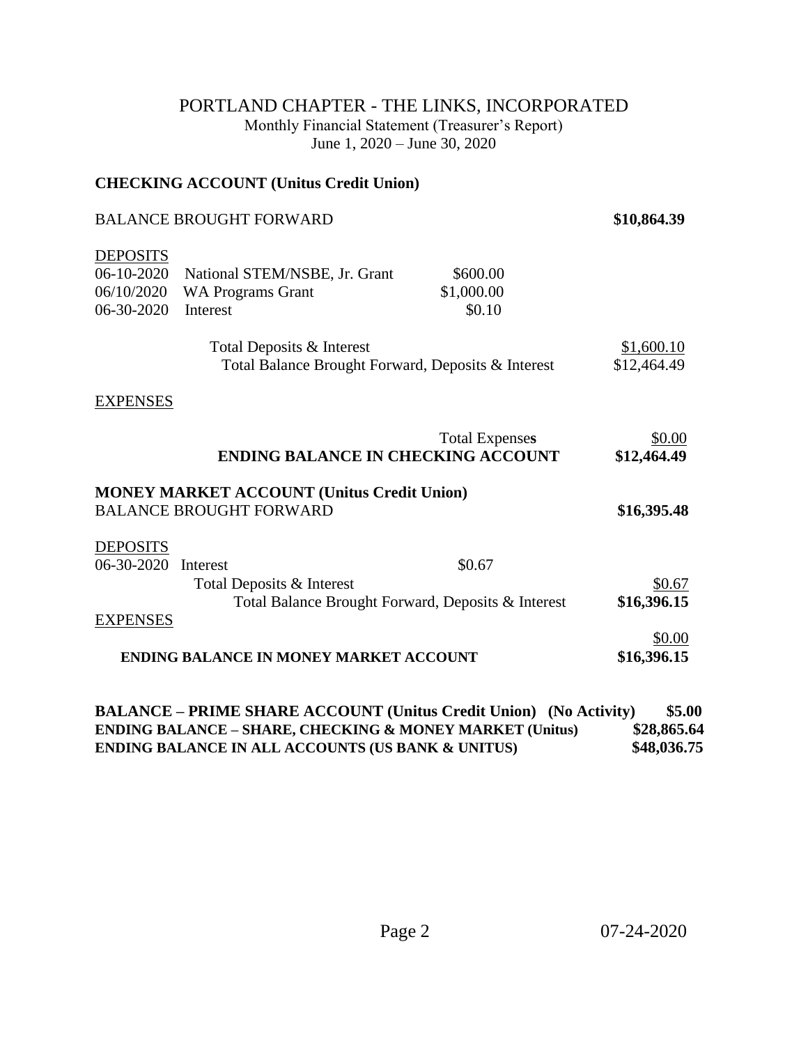PORTLAND CHAPTER - THE LINKS, INCORPORATED

Monthly Financial Statement (Treasurer's Report)

June 1, 2020 – June 30, 2020

**CHECKING ACCOUNT (Unitus Credit Union)**

| | | | |
|---|---|---|---|
| BALANCE BROUGHT FORWARD | | | **$10,864.39** |
| DEPOSITS | | | |
| 06-10-2020 | National STEM/NSBE, Jr. Grant | $600.00 | |
| 06/10/2020 | WA Programs Grant | $1,000.00 | |
| 06-30-2020 | Interest | $0.10 | |
| | Total Deposits & Interest | | $1,600.10 |
| | Total Balance Brought Forward, Deposits & Interest | | $12,464.49 |
| EXPENSES | | | |
| | | Total Expenses | $0.00 |
| | **ENDING BALANCE IN CHECKING ACCOUNT** | | **$12,464.49** |

**MONEY MARKET ACCOUNT (Unitus Credit Union)**

| | | | |
|---|---|---|---|
| BALANCE BROUGHT FORWARD | | | **$16,395.48** |
| DEPOSITS | | | |
| 06-30-2020 | Interest | $0.67 | |
| | Total Deposits & Interest | | $0.67 |
| | Total Balance Brought Forward, Deposits & Interest | | **$16,396.15** |
| EXPENSES | | | |
| | | | $0.00 |
| **ENDING BALANCE IN MONEY MARKET ACCOUNT** | | | **$16,396.15** |

| | |
|---|---|
| **BALANCE – PRIME SHARE ACCOUNT (Unitus Credit Union) (No Activity)** | **$5.00** |
| **ENDING BALANCE – SHARE, CHECKING & MONEY MARKET (Unitus)** | **$28,865.64** |
| **ENDING BALANCE IN ALL ACCOUNTS (US BANK & UNITUS)** | **$48,036.75** |

07-24-2020